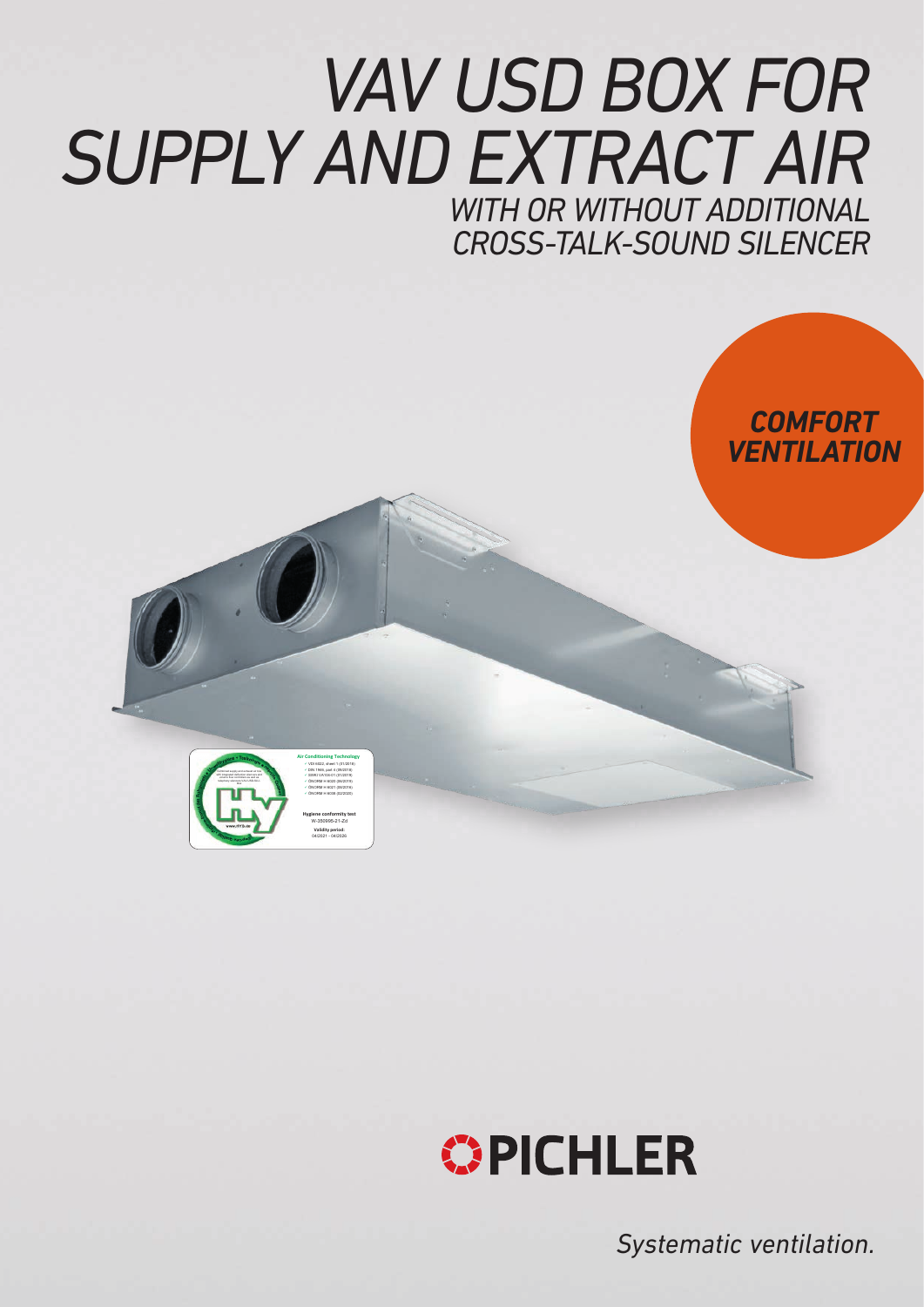# VAV USD BOX FOR SUPPLY AND EXTRACT AIR

## WITH OR WITHOUT ADDITIONAL CROSS-TALK-SOUND SILENCER

**COMFORT VENTILATION**

PICHLER

*Systematic ventilation.*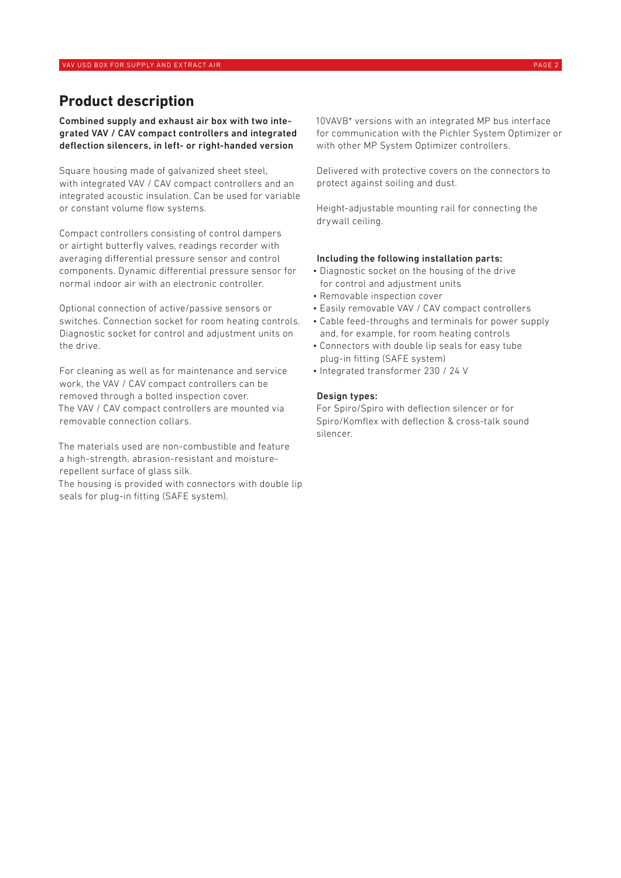## Product description

**Combined supply and exhaust air box with two integrated VAV / CAV compact controllers and integrated deflection silencers, in left- or right-handed version**

Square housing made of galvanized sheet steel, with integrated VAV / CAV compact controllers and an integrated acoustic insulation. Can be used for variable or constant volume flow systems.

Compact controllers consisting of control dampers or airtight butterfly valves, readings recorder with averaging differential pressure sensor and control components. Dynamic differential pressure sensor for normal indoor air with an electronic controller.

Optional connection of active/passive sensors or switches. Connection socket for room heating controls. Diagnostic socket for control and adjustment units on the drive.

For cleaning as well as for maintenance and service work, the VAV / CAV compact controllers can be removed through a bolted inspection cover.
The VAV / CAV compact controllers are mounted via removable connection collars.

The materials used are non-combustible and feature a high-strength, abrasion-resistant and moisture-repellent surface of glass silk.
The housing is provided with connectors with double lip seals for plug-in fitting (SAFE system).

10VAVB* versions with an integrated MP bus interface for communication with the Pichler System Optimizer or with other MP System Optimizer controllers.

Delivered with protective covers on the connectors to protect against soiling and dust.

Height-adjustable mounting rail for connecting the drywall ceiling.

**Including the following installation parts:**

- Diagnostic socket on the housing of the drive for control and adjustment units
- Removable inspection cover
- Easily removable VAV / CAV compact controllers
- Cable feed-throughs and terminals for power supply and, for example, for room heating controls
- Connectors with double lip seals for easy tube plug-in fitting (SAFE system)
- Integrated transformer 230 / 24 V

**Design types:**

For Spiro/Spiro with deflection silencer or for Spiro/Komflex with deflection & cross-talk sound silencer.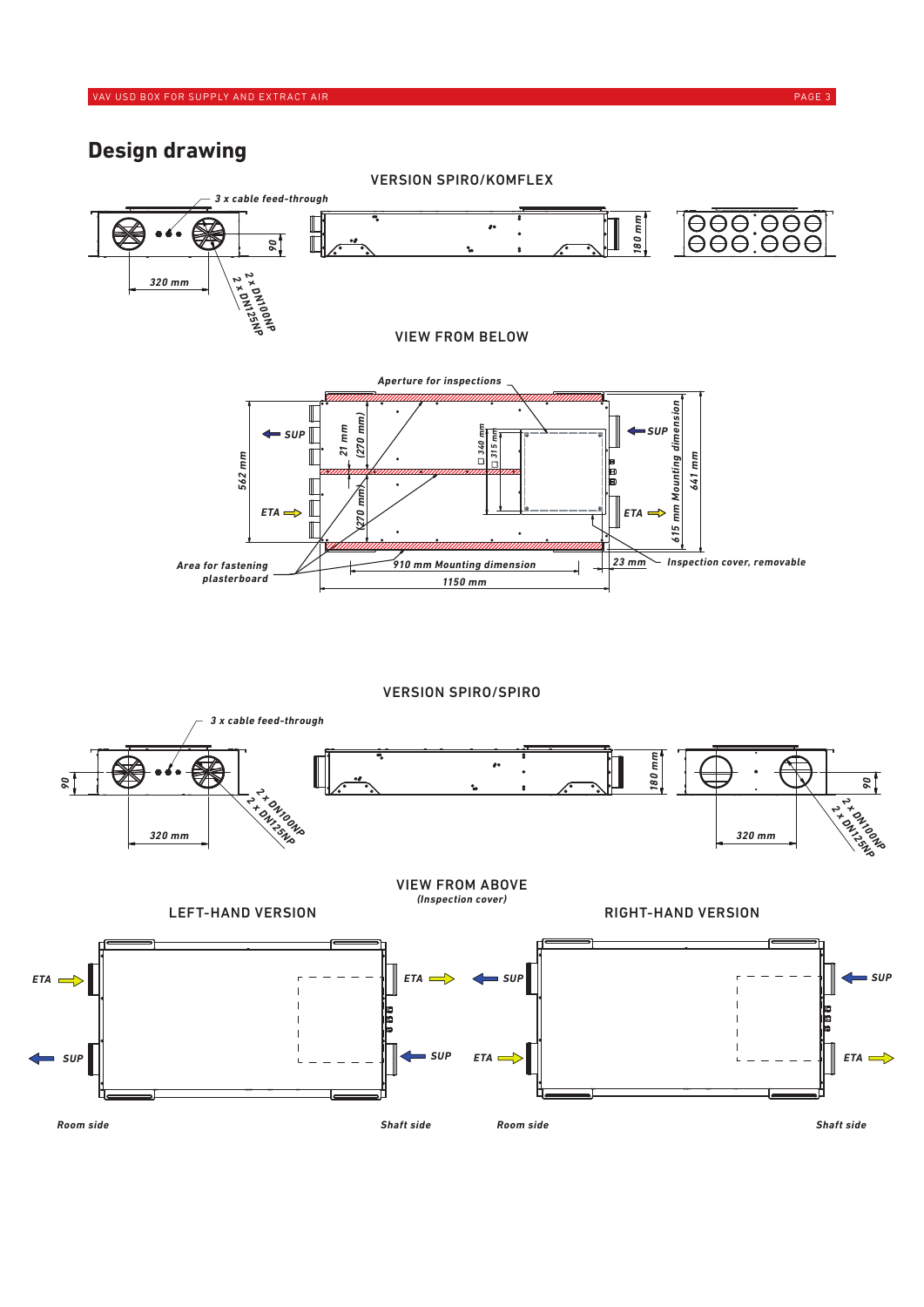# Design drawing

## VERSION SPIRO/KOMFLEX

3 x cable feed-through

90

320 mm

2 x DN100NP
2 x DN125NP

180 mm

## VIEW FROM BELOW

Aperture for inspections

SUP

ETA

562 mm

21 mm

(270 mm)

(270 mm)

□ 340 mm

□ 315 mm

SUP

ETA

615 mm Mounting dimension

641 mm

Area for fastening plasterboard

910 mm Mounting dimension

1150 mm

23 mm

Inspection cover, removable

## VERSION SPIRO/SPIRO

3 x cable feed-through

90

320 mm

2 x DN100NP
2 x DN125NP

180 mm

320 mm

90

2 x DN100NP
2 x DN125NP

## VIEW FROM ABOVE

*(Inspection cover)*

### LEFT-HAND VERSION

ETA

SUP

ETA

SUP

*Room side*

*Shaft side*

### RIGHT-HAND VERSION

SUP

ETA

SUP

ETA

*Room side*

*Shaft side*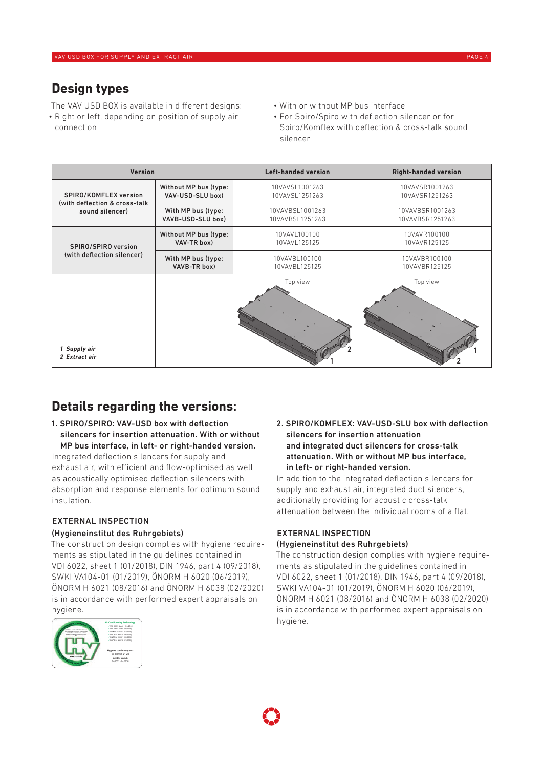## Design types

The VAV USD BOX is available in different designs:

- Right or left, depending on position of supply air connection
- With or without MP bus interface
- For Spiro/Spiro with deflection silencer or for Spiro/Komflex with deflection & cross-talk sound silencer

| Version | | Left-handed version | Right-handed version |
|---|---|---|---|
| SPIRO/KOMFLEX version (with deflection & cross-talk sound silencer) | Without MP bus (type: VAV-USD-SLU box) | 10VAVSL1001263<br>10VAVSL1251263 | 10VAVSR1001263<br>10VAVSR1251263 |
| | With MP bus (type: VAVB-USD-SLU box) | 10VAVBSL1001263<br>10VAVBSL1251263 | 10VAVBSR1001263<br>10VAVBSR1251263 |
| SPIRO/SPIRO version (with deflection silencer) | Without MP bus (type: VAV-TR box) | 10VAVL100100<br>10VAVL125125 | 10VAVR100100<br>10VAVR125125 |
| | With MP bus (type: VAVB-TR box) | 10VAVBL100100<br>10VAVBL125125 | 10VAVBR100100<br>10VAVBR125125 |
| *1 Supply air*<br>*2 Extract air* | | Top view | Top view |

## Details regarding the versions:

**1. SPIRO/SPIRO: VAV-USD box with deflection silencers for insertion attenuation. With or without MP bus interface, in left- or right-handed version.**

Integrated deflection silencers for supply and exhaust air, with efficient and flow-optimised as well as acoustically optimised deflection silencers with absorption and response elements for optimum sound insulation.

**EXTERNAL INSPECTION**

**(Hygieneinstitut des Ruhrgebiets)**

The construction design complies with hygiene requirements as stipulated in the guidelines contained in VDI 6022, sheet 1 (01/2018), DIN 1946, part 4 (09/2018), SWKI VA104-01 (01/2019), ÖNORM H 6020 (06/2019), ÖNORM H 6021 (08/2016) and ÖNORM H 6038 (02/2020) is in accordance with performed expert appraisals on hygiene.

**2. SPIRO/KOMFLEX: VAV-USD-SLU box with deflection silencers for insertion attenuation and integrated duct silencers for cross-talk attenuation. With or without MP bus interface, in left- or right-handed version.**

In addition to the integrated deflection silencers for supply and exhaust air, integrated duct silencers, additionally providing for acoustic cross-talk attenuation between the individual rooms of a flat.

**EXTERNAL INSPECTION**

**(Hygieneinstitut des Ruhrgebiets)**

The construction design complies with hygiene requirements as stipulated in the guidelines contained in VDI 6022, sheet 1 (01/2018), DIN 1946, part 4 (09/2018), SWKI VA104-01 (01/2019), ÖNORM H 6020 (06/2019), ÖNORM H 6021 (08/2016) and ÖNORM H 6038 (02/2020) is in accordance with performed expert appraisals on hygiene.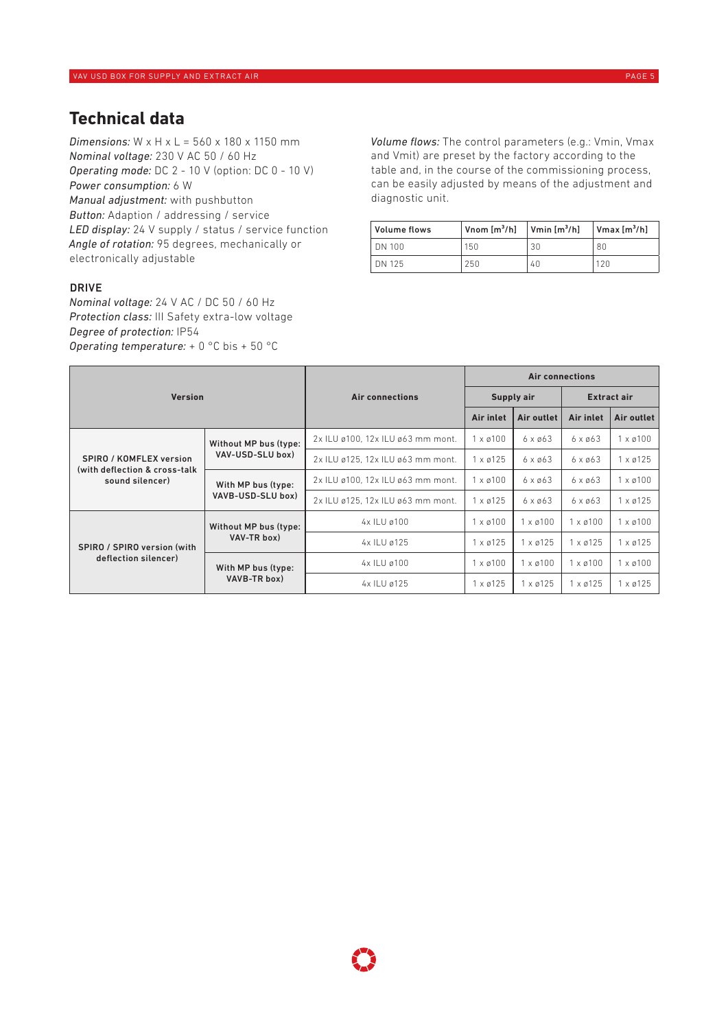# Technical data

*Dimensions:* W x H x L = 560 x 180 x 1150 mm
*Nominal voltage:* 230 V AC 50 / 60 Hz
*Operating mode:* DC 2 - 10 V (option: DC 0 - 10 V)
*Power consumption:* 6 W
*Manual adjustment:* with pushbutton
*Button:* Adaption / addressing / service
*LED display:* 24 V supply / status / service function
*Angle of rotation:* 95 degrees, mechanically or electronically adjustable

## DRIVE

*Nominal voltage:* 24 V AC / DC 50 / 60 Hz
*Protection class:* III Safety extra-low voltage
*Degree of protection:* IP54
*Operating temperature:* + 0 °C bis + 50 °C

*Volume flows:* The control parameters (e.g.: Vmin, Vmax and Vmit) are preset by the factory according to the table and, in the course of the commissioning process, can be easily adjusted by means of the adjustment and diagnostic unit.

| Volume flows | Vnom [m³/h] | Vmin [m³/h] | Vmax [m³/h] |
|---|---|---|---|
| DN 100 | 150 | 30 | 80 |
| DN 125 | 250 | 40 | 120 |

| Version | | Air connections | Air connections | | | |
|---|---|---|---|---|---|---|
| | | | Supply air | | Extract air | |
| | | | Air inlet | Air outlet | Air inlet | Air outlet |
| SPIRO / KOMFLEX version (with deflection & cross-talk sound silencer) | Without MP bus (type: VAV-USD-SLU box) | 2x ILU ø100, 12x ILU ø63 mm mont. | 1 x ø100 | 6 x ø63 | 6 x ø63 | 1 x ø100 |
| | | 2x ILU ø125, 12x ILU ø63 mm mont. | 1 x ø125 | 6 x ø63 | 6 x ø63 | 1 x ø125 |
| | With MP bus (type: VAVB-USD-SLU box) | 2x ILU ø100, 12x ILU ø63 mm mont. | 1 x ø100 | 6 x ø63 | 6 x ø63 | 1 x ø100 |
| | | 2x ILU ø125, 12x ILU ø63 mm mont. | 1 x ø125 | 6 x ø63 | 6 x ø63 | 1 x ø125 |
| SPIRO / SPIRO version (with deflection silencer) | Without MP bus (type: VAV-TR box) | 4x ILU ø100 | 1 x ø100 | 1 x ø100 | 1 x ø100 | 1 x ø100 |
| | | 4x ILU ø125 | 1 x ø125 | 1 x ø125 | 1 x ø125 | 1 x ø125 |
| | With MP bus (type: VAVB-TR box) | 4x ILU ø100 | 1 x ø100 | 1 x ø100 | 1 x ø100 | 1 x ø100 |
| | | 4x ILU ø125 | 1 x ø125 | 1 x ø125 | 1 x ø125 | 1 x ø125 |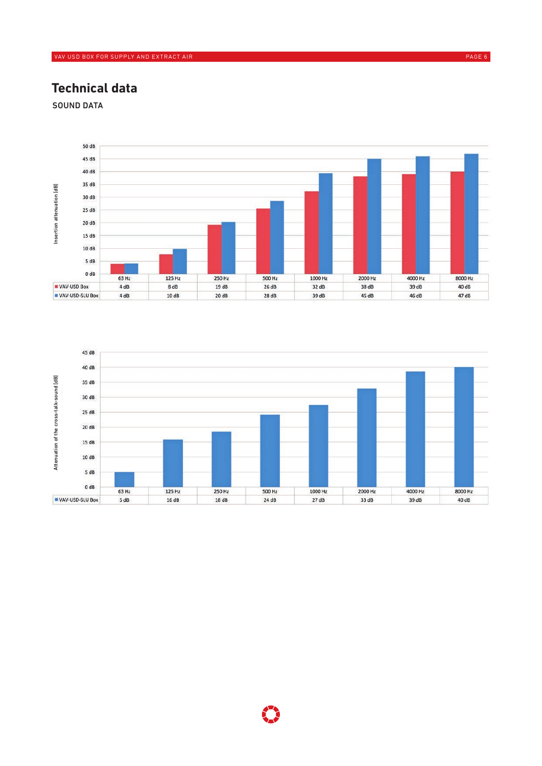# Technical data

## SOUND DATA

Insertion attenuation [dB]

|  | 63 Hz | 125 Hz | 250 Hz | 500 Hz | 1000 Hz | 2000 Hz | 4000 Hz | 8000 Hz |
|---|---|---|---|---|---|---|---|---|
| VAV-USD Box | 4 dB | 8 dB | 19 dB | 26 dB | 32 dB | 38 dB | 39 dB | 40 dB |
| VAV-USD-SLU Box | 4 dB | 10 dB | 20 dB | 28 dB | 39 dB | 45 dB | 46 dB | 47 dB |

Attenuation of the cross-talk-sound [dB]

|  | 63 Hz | 125 Hz | 250 Hz | 500 Hz | 1000 Hz | 2000 Hz | 4000 Hz | 8000 Hz |
|---|---|---|---|---|---|---|---|---|
| VAV-USD-SLU Box | 5 dB | 16 dB | 18 dB | 24 dB | 27 dB | 33 dB | 39 dB | 40 dB |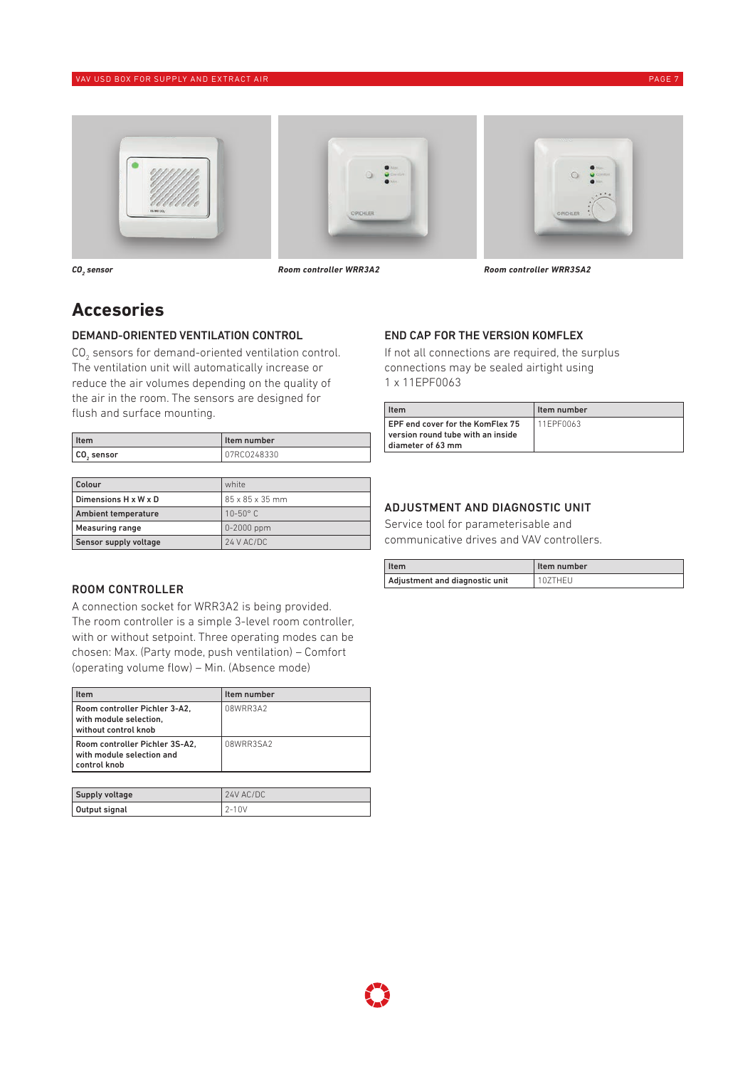$CO_2$ sensor

Room controller WRR3A2

Room controller WRR3SA2

# Accesories

## DEMAND-ORIENTED VENTILATION CONTROL

$CO_2$ sensors for demand-oriented ventilation control. The ventilation unit will automatically increase or reduce the air volumes depending on the quality of the air in the room. The sensors are designed for flush and surface mounting.

| Item | Item number |
|---|---|
| $CO_2$ sensor | 07RCO248330 |

| Colour | white |
|---|---|
| Dimensions H x W x D | 85 x 85 x 35 mm |
| Ambient temperature | 10-50° C |
| Measuring range | 0-2000 ppm |
| Sensor supply voltage | 24 V AC/DC |

## ROOM CONTROLLER

A connection socket for WRR3A2 is being provided. The room controller is a simple 3-level room controller, with or without setpoint. Three operating modes can be chosen: Max. (Party mode, push ventilation) – Comfort (operating volume flow) – Min. (Absence mode)

| Item | Item number |
|---|---|
| Room controller Pichler 3-A2, with module selection, without control knob | 08WRR3A2 |
| Room controller Pichler 3S-A2, with module selection and control knob | 08WRR3SA2 |

| Supply voltage | 24V AC/DC |
|---|---|
| Output signal | 2-10V |

## END CAP FOR THE VERSION KOMFLEX

If not all connections are required, the surplus connections may be sealed airtight using 1 x 11EPF0063

| Item | Item number |
|---|---|
| EPF end cover for the KomFlex 75 version round tube with an inside diameter of 63 mm | 11EPF0063 |

## ADJUSTMENT AND DIAGNOSTIC UNIT

Service tool for parameterisable and communicative drives and VAV controllers.

| Item | Item number |
|---|---|
| Adjustment and diagnostic unit | 10ZTHEU |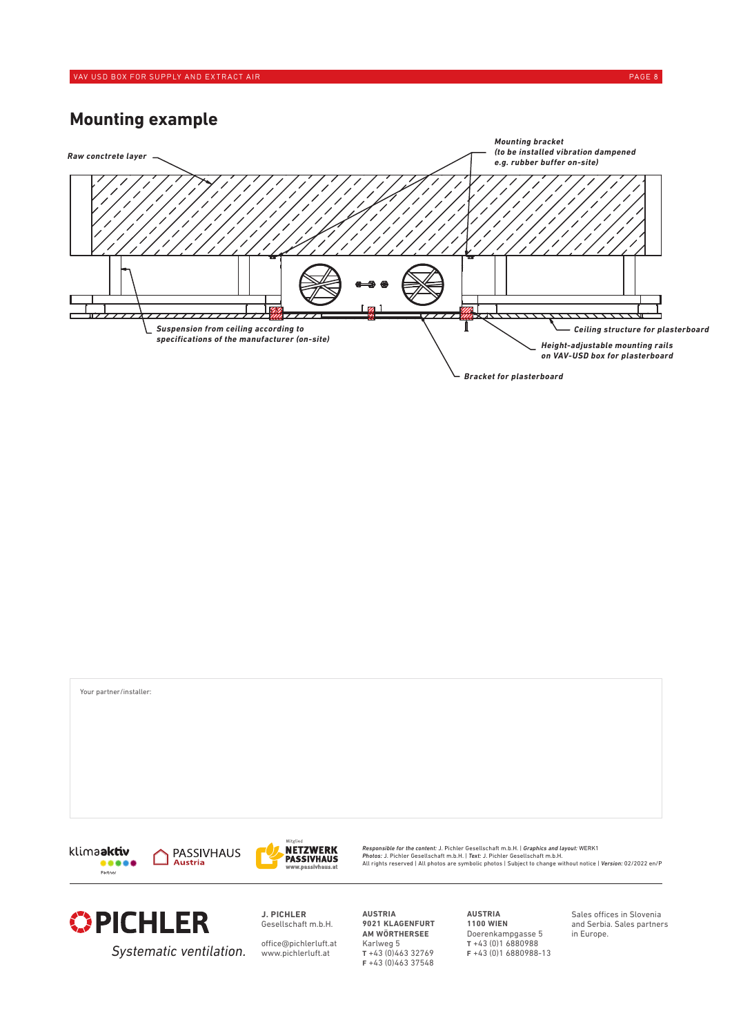## Mounting example

Raw concrete layer

Mounting bracket
(to be installed vibration dampened
e.g. rubber buffer on-site)

Suspension from ceiling according to
specifications of the manufacturer (on-site)

Ceiling structure for plasterboard

Height-adjustable mounting rails
on VAV-USD box for plasterboard

Bracket for plasterboard

Your partner/installer:

*Responsible for the content:* J. Pichler Gesellschaft m.b.H. | *Graphics and layout:* WERK1
*Photos:* J. Pichler Gesellschaft m.b.H. | *Text:* J. Pichler Gesellschaft m.b.H.
All rights reserved | All photos are symbolic photos | Subject to change without notice | *Version:* 02/2022 en/P

PICHLER
*Systematic ventilation.*

**J. PICHLER**
Gesellschaft m.b.H.

office@pichlerluft.at
www.pichlerluft.at

**AUSTRIA**
**9021 KLAGENFURT AM WÖRTHERSEE**
Karlweg 5
**T** +43 (0)463 32769
**F** +43 (0)463 37548

**AUSTRIA**
**1100 WIEN**
Doerenkampgasse 5
**T** +43 (0)1 6880988
**F** +43 (0)1 6880988-13

Sales offices in Slovenia and Serbia. Sales partners in Europe.